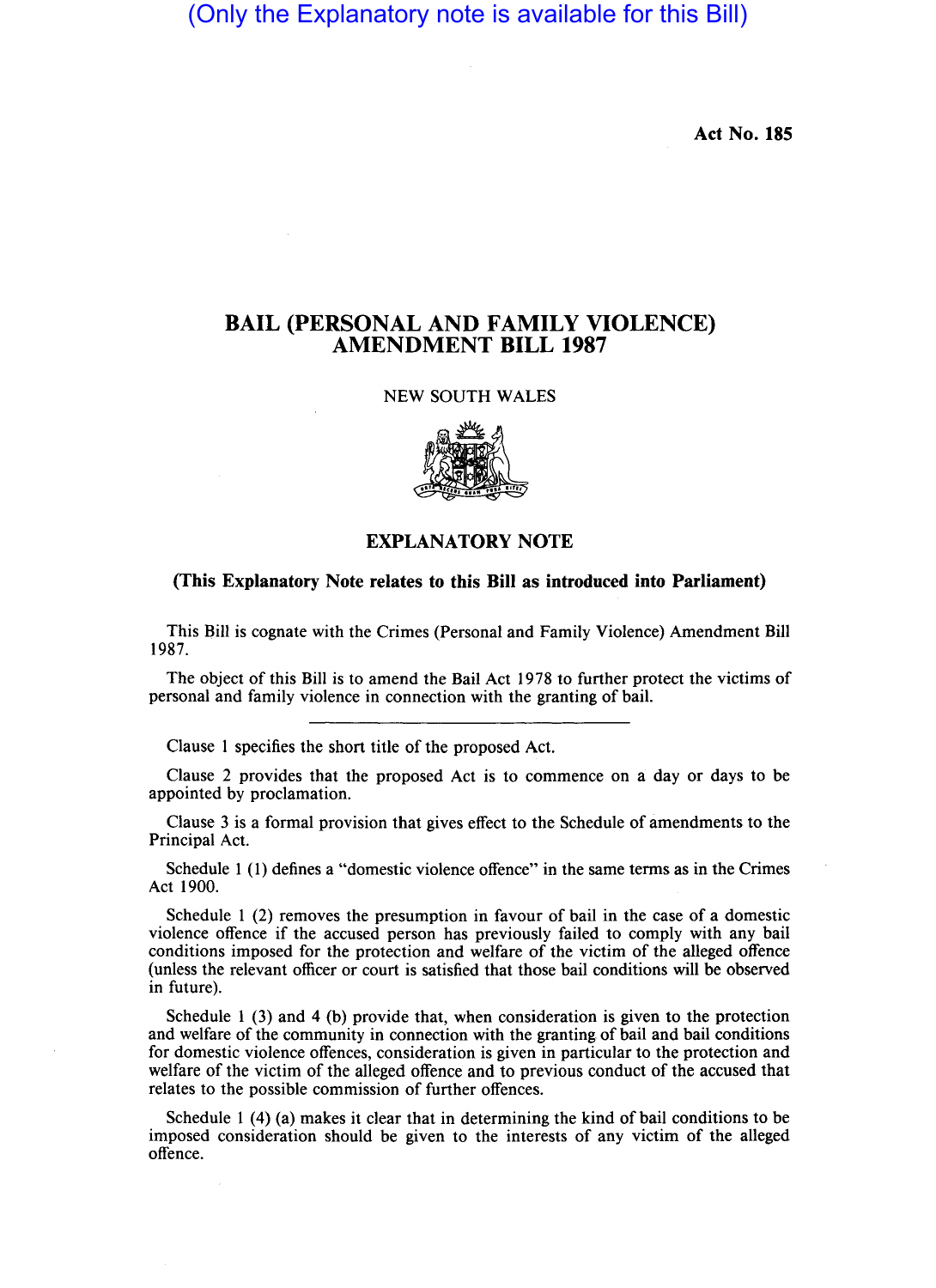(Only the Explanatory note is available for this Bill)

**Act No. 185**

# BAIL (PERSONAL AND FAMILY VIOLENCE) AMENDMENT BILL 1987

NEW SOUTH WALES

## EXPLANATORY NOTE

**(This Explanatory Note relates to this Bill as introduced into Parliament)**

This Bill is cognate with the Crimes (Personal and Family Violence) Amendment Bill 1987.

The object of this Bill is to amend the Bail Act 1978 to further protect the victims of personal and family violence in connection with the granting of bail.

---

Clause 1 specifies the short title of the proposed Act.

Clause 2 provides that the proposed Act is to commence on a day or days to be appointed by proclamation.

Clause 3 is a formal provision that gives effect to the Schedule of amendments to the Principal Act.

Schedule 1 (1) defines a "domestic violence offence" in the same terms as in the Crimes Act 1900.

Schedule 1 (2) removes the presumption in favour of bail in the case of a domestic violence offence if the accused person has previously failed to comply with any bail conditions imposed for the protection and welfare of the victim of the alleged offence (unless the relevant officer or court is satisfied that those bail conditions will be observed in future).

Schedule 1 (3) and 4 (b) provide that, when consideration is given to the protection and welfare of the community in connection with the granting of bail and bail conditions for domestic violence offences, consideration is given in particular to the protection and welfare of the victim of the alleged offence and to previous conduct of the accused that relates to the possible commission of further offences.

Schedule 1 (4) (a) makes it clear that in determining the kind of bail conditions to be imposed consideration should be given to the interests of any victim of the alleged offence.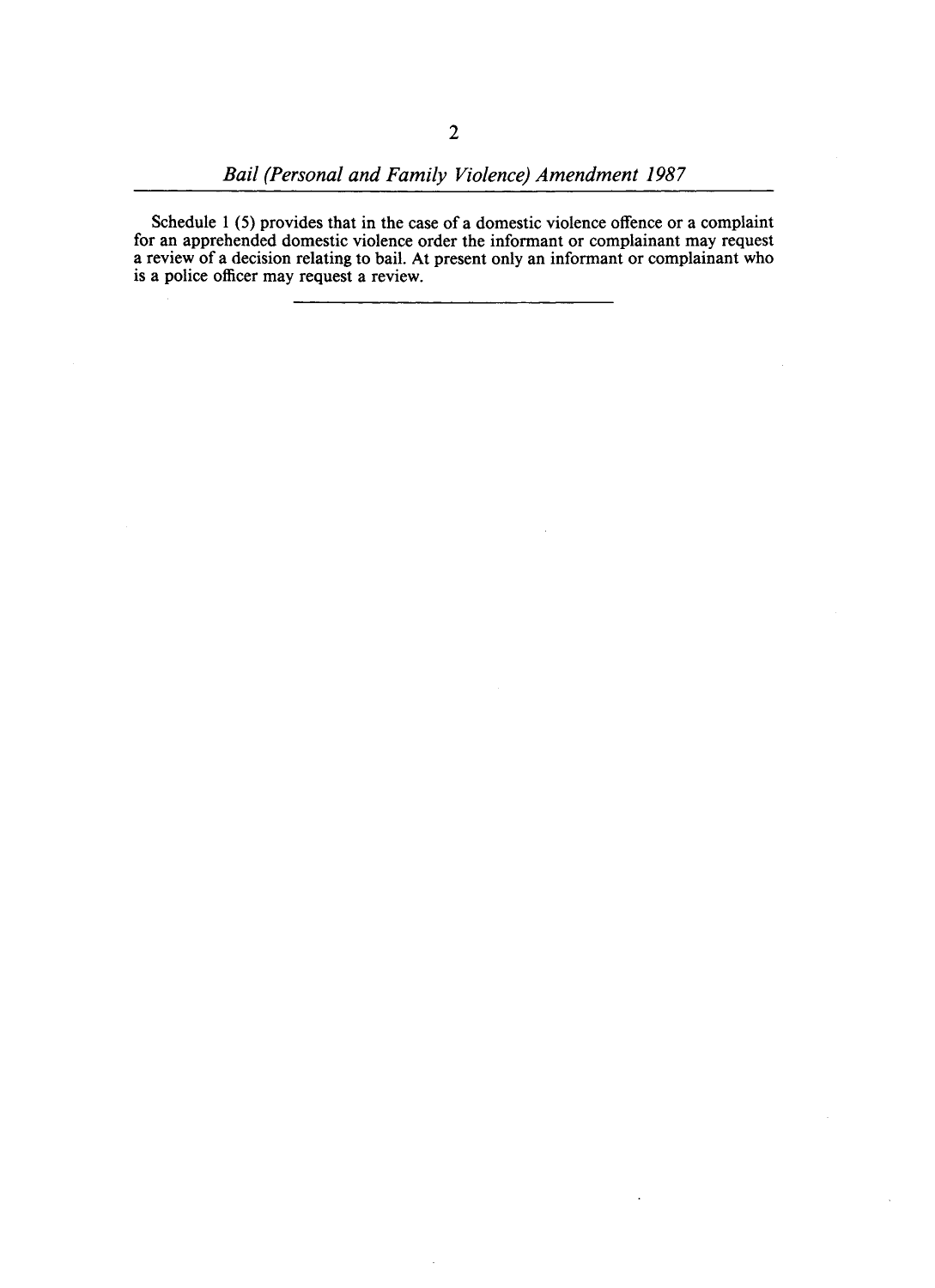Schedule 1 (5) provides that in the case of a domestic violence offence or a complaint for an apprehended domestic violence order the informant or complainant may request a review of a decision relating to bail. At present only an informant or complainant who is a police officer may request a review.